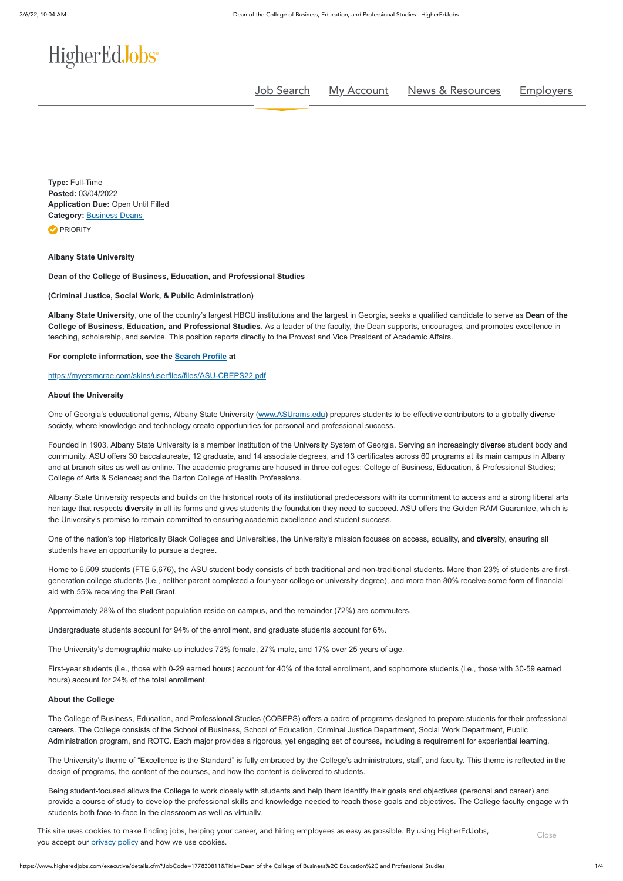HigherEdJobs

Job Search | My Account | News & Resources | Employers

**Type:** Full-Time
**Posted:** 03/04/2022
**Application Due:** Open Until Filled
**Category:** Business Deans

PRIORITY

**Albany State University**

**Dean of the College of Business, Education, and Professional Studies**

**(Criminal Justice, Social Work, & Public Administration)**

**Albany State University**, one of the country's largest HBCU institutions and the largest in Georgia, seeks a qualified candidate to serve as **Dean of the College of Business, Education, and Professional Studies**. As a leader of the faculty, the Dean supports, encourages, and promotes excellence in teaching, scholarship, and service. This position reports directly to the Provost and Vice President of Academic Affairs.

**For complete information, see the Search Profile at**

https://myersmcrae.com/skins/userfiles/files/ASU-CBEPS22.pdf

**About the University**

One of Georgia's educational gems, Albany State University (www.ASUrams.edu) prepares students to be effective contributors to a globally diverse society, where knowledge and technology create opportunities for personal and professional success.

Founded in 1903, Albany State University is a member institution of the University System of Georgia. Serving an increasingly diverse student body and community, ASU offers 30 baccalaureate, 12 graduate, and 14 associate degrees, and 13 certificates across 60 programs at its main campus in Albany and at branch sites as well as online. The academic programs are housed in three colleges: College of Business, Education, & Professional Studies; College of Arts & Sciences; and the Darton College of Health Professions.

Albany State University respects and builds on the historical roots of its institutional predecessors with its commitment to access and a strong liberal arts heritage that respects diversity in all its forms and gives students the foundation they need to succeed. ASU offers the Golden RAM Guarantee, which is the University's promise to remain committed to ensuring academic excellence and student success.

One of the nation's top Historically Black Colleges and Universities, the University's mission focuses on access, equality, and diversity, ensuring all students have an opportunity to pursue a degree.

Home to 6,509 students (FTE 5,676), the ASU student body consists of both traditional and non-traditional students. More than 23% of students are first-generation college students (i.e., neither parent completed a four-year college or university degree), and more than 80% receive some form of financial aid with 55% receiving the Pell Grant.

Approximately 28% of the student population reside on campus, and the remainder (72%) are commuters.

Undergraduate students account for 94% of the enrollment, and graduate students account for 6%.

The University's demographic make-up includes 72% female, 27% male, and 17% over 25 years of age.

First-year students (i.e., those with 0-29 earned hours) account for 40% of the total enrollment, and sophomore students (i.e., those with 30-59 earned hours) account for 24% of the total enrollment.

**About the College**

The College of Business, Education, and Professional Studies (COBEPS) offers a cadre of programs designed to prepare students for their professional careers. The College consists of the School of Business, School of Education, Criminal Justice Department, Social Work Department, Public Administration program, and ROTC. Each major provides a rigorous, yet engaging set of courses, including a requirement for experiential learning.

The University's theme of "Excellence is the Standard" is fully embraced by the College's administrators, staff, and faculty. This theme is reflected in the design of programs, the content of the courses, and how the content is delivered to students.

Being student-focused allows the College to work closely with students and help them identify their goals and objectives (personal and career) and provide a course of study to develop the professional skills and knowledge needed to reach those goals and objectives. The College faculty engage with students both face-to-face in the classroom as well as virtually.

This site uses cookies to make finding jobs, helping your career, and hiring employees as easy as possible. By using HigherEdJobs, you accept our privacy policy and how we use cookies.

Close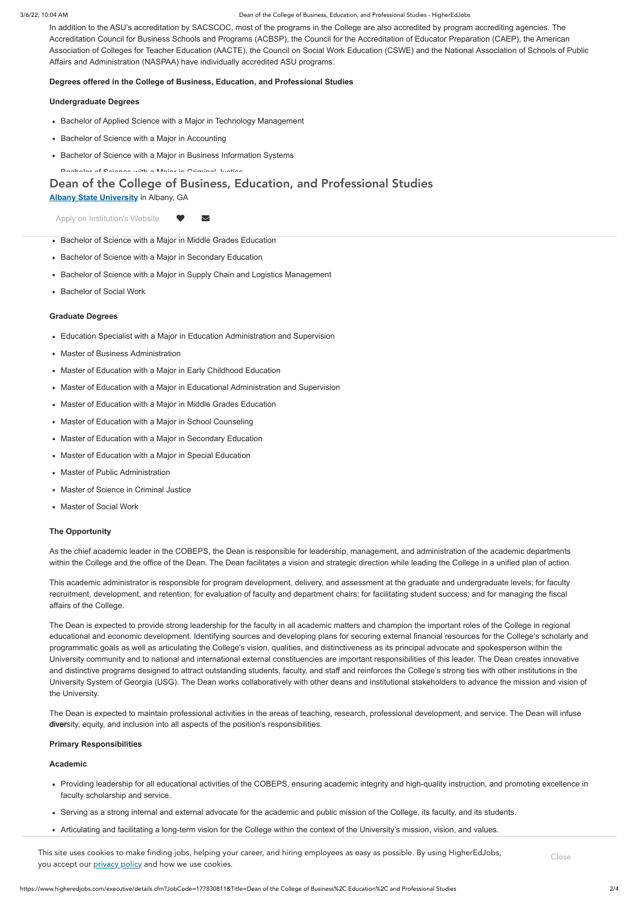In addition to the ASU's accreditation by SACSCOC, most of the programs in the College are also accredited by program accrediting agencies. The Accreditation Council for Business Schools and Programs (ACBSP), the Council for the Accreditation of Educator Preparation (CAEP), the American Association of Colleges for Teacher Education (AACTE), the Council on Social Work Education (CSWE) and the National Association of Schools of Public Affairs and Administration (NASPAA) have individually accredited ASU programs.

**Degrees offered in the College of Business, Education, and Professional Studies**

**Undergraduate Degrees**

- Bachelor of Applied Science with a Major in Technology Management
- Bachelor of Science with a Major in Accounting
- Bachelor of Science with a Major in Business Information Systems
- Bachelor of Science with a Major in Criminal Justice

# Dean of the College of Business, Education, and Professional Studies

**Albany State University** in Albany, GA

Apply on Institution's Website

- Bachelor of Science with a Major in Middle Grades Education
- Bachelor of Science with a Major in Secondary Education
- Bachelor of Science with a Major in Supply Chain and Logistics Management
- Bachelor of Social Work

**Graduate Degrees**

- Education Specialist with a Major in Education Administration and Supervision
- Master of Business Administration
- Master of Education with a Major in Early Childhood Education
- Master of Education with a Major in Educational Administration and Supervision
- Master of Education with a Major in Middle Grades Education
- Master of Education with a Major in School Counseling
- Master of Education with a Major in Secondary Education
- Master of Education with a Major in Special Education
- Master of Public Administration
- Master of Science in Criminal Justice
- Master of Social Work

**The Opportunity**

As the chief academic leader in the COBEPS, the Dean is responsible for leadership, management, and administration of the academic departments within the College and the office of the Dean. The Dean facilitates a vision and strategic direction while leading the College in a unified plan of action.

This academic administrator is responsible for program development, delivery, and assessment at the graduate and undergraduate levels; for faculty recruitment, development, and retention; for evaluation of faculty and department chairs; for facilitating student success; and for managing the fiscal affairs of the College.

The Dean is expected to provide strong leadership for the faculty in all academic matters and champion the important roles of the College in regional educational and economic development. Identifying sources and developing plans for securing external financial resources for the College's scholarly and programmatic goals as well as articulating the College's vision, qualities, and distinctiveness as its principal advocate and spokesperson within the University community and to national and international external constituencies are important responsibilities of this leader. The Dean creates innovative and distinctive programs designed to attract outstanding students, faculty, and staff and reinforces the College's strong ties with other institutions in the University System of Georgia (USG). The Dean works collaboratively with other deans and institutional stakeholders to advance the mission and vision of the University.

The Dean is expected to maintain professional activities in the areas of teaching, research, professional development, and service. The Dean will infuse diversity, equity, and inclusion into all aspects of the position's responsibilities.

**Primary Responsibilities**

**Academic**

- Providing leadership for all educational activities of the COBEPS, ensuring academic integrity and high-quality instruction, and promoting excellence in faculty scholarship and service.
- Serving as a strong internal and external advocate for the academic and public mission of the College, its faculty, and its students.
- Articulating and facilitating a long-term vision for the College within the context of the University's mission, vision, and values.

This site uses cookies to make finding jobs, helping your career, and hiring employees as easy as possible. By using HigherEdJobs, you accept our privacy policy and how we use cookies.

Close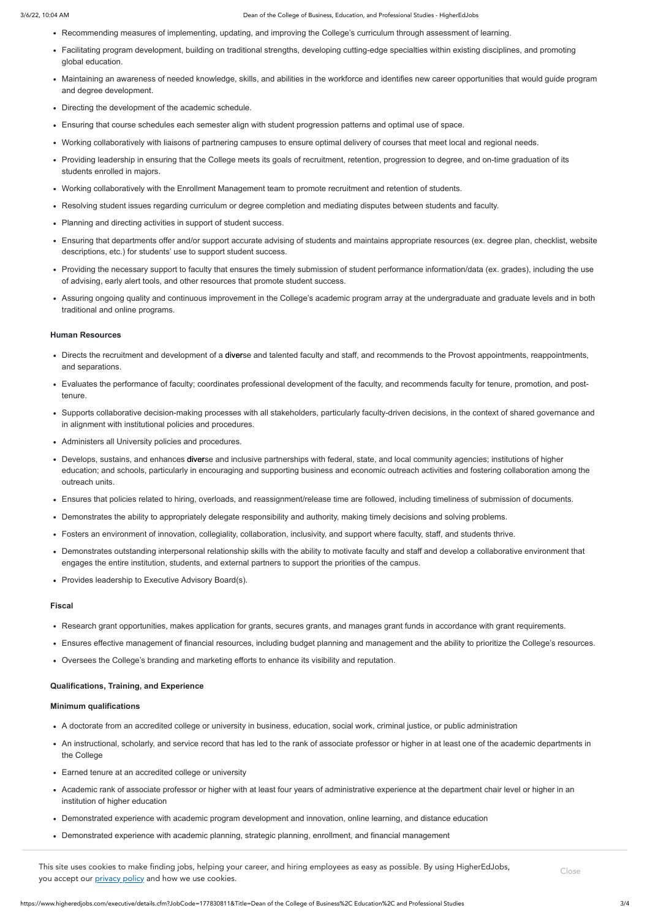- Recommending measures of implementing, updating, and improving the College's curriculum through assessment of learning.
- Facilitating program development, building on traditional strengths, developing cutting-edge specialties within existing disciplines, and promoting global education.
- Maintaining an awareness of needed knowledge, skills, and abilities in the workforce and identifies new career opportunities that would guide program and degree development.
- Directing the development of the academic schedule.
- Ensuring that course schedules each semester align with student progression patterns and optimal use of space.
- Working collaboratively with liaisons of partnering campuses to ensure optimal delivery of courses that meet local and regional needs.
- Providing leadership in ensuring that the College meets its goals of recruitment, retention, progression to degree, and on-time graduation of its students enrolled in majors.
- Working collaboratively with the Enrollment Management team to promote recruitment and retention of students.
- Resolving student issues regarding curriculum or degree completion and mediating disputes between students and faculty.
- Planning and directing activities in support of student success.
- Ensuring that departments offer and/or support accurate advising of students and maintains appropriate resources (ex. degree plan, checklist, website descriptions, etc.) for students' use to support student success.
- Providing the necessary support to faculty that ensures the timely submission of student performance information/data (ex. grades), including the use of advising, early alert tools, and other resources that promote student success.
- Assuring ongoing quality and continuous improvement in the College's academic program array at the undergraduate and graduate levels and in both traditional and online programs.

**Human Resources**

- Directs the recruitment and development of a diverse and talented faculty and staff, and recommends to the Provost appointments, reappointments, and separations.
- Evaluates the performance of faculty; coordinates professional development of the faculty, and recommends faculty for tenure, promotion, and post-tenure.
- Supports collaborative decision-making processes with all stakeholders, particularly faculty-driven decisions, in the context of shared governance and in alignment with institutional policies and procedures.
- Administers all University policies and procedures.
- Develops, sustains, and enhances diverse and inclusive partnerships with federal, state, and local community agencies; institutions of higher education; and schools, particularly in encouraging and supporting business and economic outreach activities and fostering collaboration among the outreach units.
- Ensures that policies related to hiring, overloads, and reassignment/release time are followed, including timeliness of submission of documents.
- Demonstrates the ability to appropriately delegate responsibility and authority, making timely decisions and solving problems.
- Fosters an environment of innovation, collegiality, collaboration, inclusivity, and support where faculty, staff, and students thrive.
- Demonstrates outstanding interpersonal relationship skills with the ability to motivate faculty and staff and develop a collaborative environment that engages the entire institution, students, and external partners to support the priorities of the campus.
- Provides leadership to Executive Advisory Board(s).

**Fiscal**

- Research grant opportunities, makes application for grants, secures grants, and manages grant funds in accordance with grant requirements.
- Ensures effective management of financial resources, including budget planning and management and the ability to prioritize the College's resources.
- Oversees the College's branding and marketing efforts to enhance its visibility and reputation.

**Qualifications, Training, and Experience**

**Minimum qualifications**

- A doctorate from an accredited college or university in business, education, social work, criminal justice, or public administration
- An instructional, scholarly, and service record that has led to the rank of associate professor or higher in at least one of the academic departments in the College
- Earned tenure at an accredited college or university
- Academic rank of associate professor or higher with at least four years of administrative experience at the department chair level or higher in an institution of higher education
- Demonstrated experience with academic program development and innovation, online learning, and distance education
- Demonstrated experience with academic planning, strategic planning, enrollment, and financial management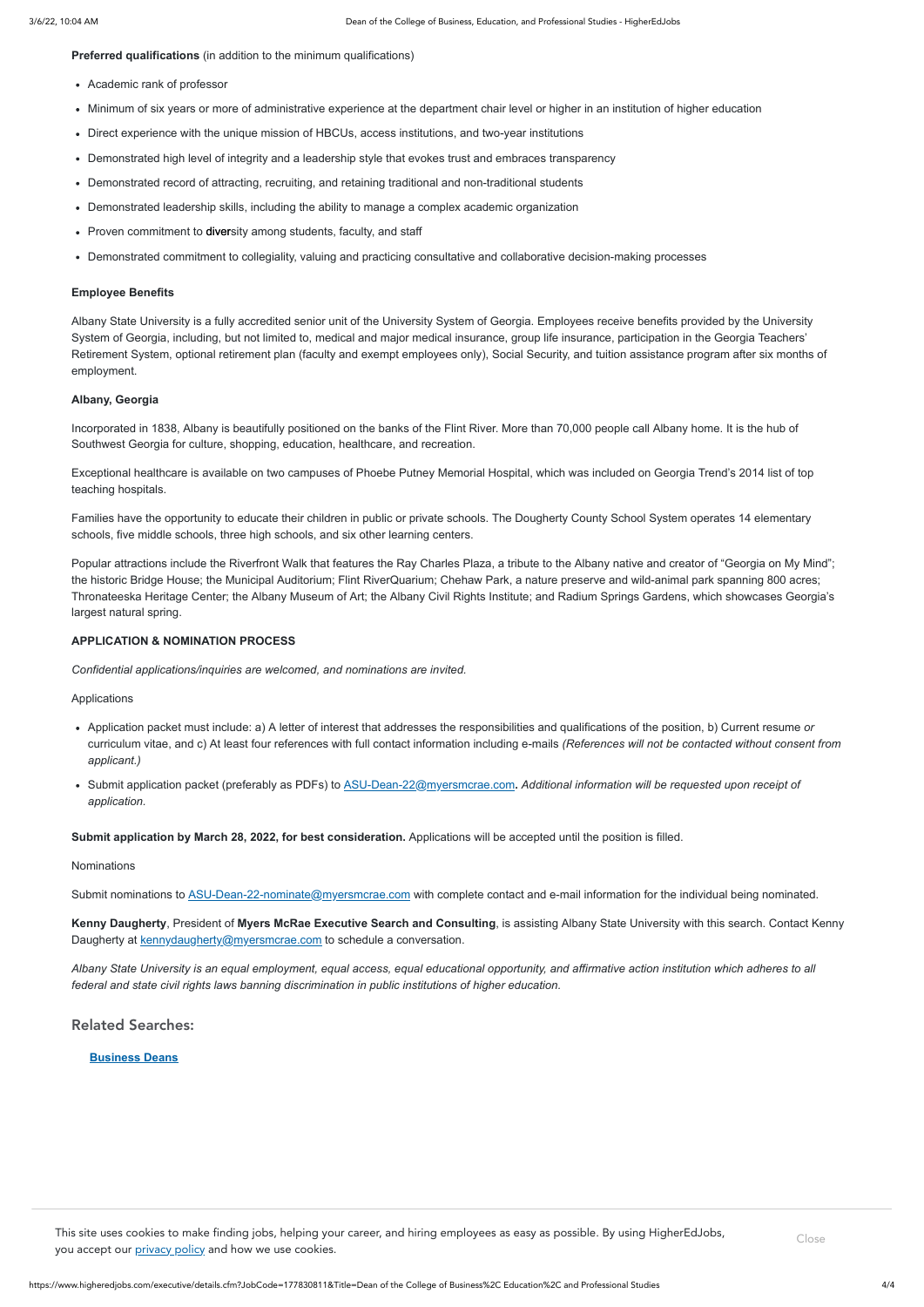**Preferred qualifications** (in addition to the minimum qualifications)

- Academic rank of professor
- Minimum of six years or more of administrative experience at the department chair level or higher in an institution of higher education
- Direct experience with the unique mission of HBCUs, access institutions, and two-year institutions
- Demonstrated high level of integrity and a leadership style that evokes trust and embraces transparency
- Demonstrated record of attracting, recruiting, and retaining traditional and non-traditional students
- Demonstrated leadership skills, including the ability to manage a complex academic organization
- Proven commitment to diversity among students, faculty, and staff
- Demonstrated commitment to collegiality, valuing and practicing consultative and collaborative decision-making processes

**Employee Benefits**

Albany State University is a fully accredited senior unit of the University System of Georgia. Employees receive benefits provided by the University System of Georgia, including, but not limited to, medical and major medical insurance, group life insurance, participation in the Georgia Teachers' Retirement System, optional retirement plan (faculty and exempt employees only), Social Security, and tuition assistance program after six months of employment.

**Albany, Georgia**

Incorporated in 1838, Albany is beautifully positioned on the banks of the Flint River. More than 70,000 people call Albany home. It is the hub of Southwest Georgia for culture, shopping, education, healthcare, and recreation.

Exceptional healthcare is available on two campuses of Phoebe Putney Memorial Hospital, which was included on Georgia Trend's 2014 list of top teaching hospitals.

Families have the opportunity to educate their children in public or private schools. The Dougherty County School System operates 14 elementary schools, five middle schools, three high schools, and six other learning centers.

Popular attractions include the Riverfront Walk that features the Ray Charles Plaza, a tribute to the Albany native and creator of "Georgia on My Mind"; the historic Bridge House; the Municipal Auditorium; Flint RiverQuarium; Chehaw Park, a nature preserve and wild-animal park spanning 800 acres; Thronateeska Heritage Center; the Albany Museum of Art; the Albany Civil Rights Institute; and Radium Springs Gardens, which showcases Georgia's largest natural spring.

**APPLICATION & NOMINATION PROCESS**

*Confidential applications/inquiries are welcomed, and nominations are invited.*

Applications

- Application packet must include: a) A letter of interest that addresses the responsibilities and qualifications of the position, b) Current resume *or* curriculum vitae, and c) At least four references with full contact information including e-mails *(References will not be contacted without consent from applicant.)*
- Submit application packet (preferably as PDFs) to ASU-Dean-22@myersmcrae.com**.** *Additional information will be requested upon receipt of application.*

**Submit application by March 28, 2022, for best consideration.** Applications will be accepted until the position is filled.

Nominations

Submit nominations to ASU-Dean-22-nominate@myersmcrae.com with complete contact and e-mail information for the individual being nominated.

**Kenny Daugherty**, President of **Myers McRae Executive Search and Consulting**, is assisting Albany State University with this search. Contact Kenny Daugherty at kennydaugherty@myersmcrae.com to schedule a conversation.

*Albany State University is an equal employment, equal access, equal educational opportunity, and affirmative action institution which adheres to all federal and state civil rights laws banning discrimination in public institutions of higher education.*

## Related Searches:

**Business Deans**

This site uses cookies to make finding jobs, helping your career, and hiring employees as easy as possible. By using HigherEdJobs, you accept our privacy policy and how we use cookies.

Close